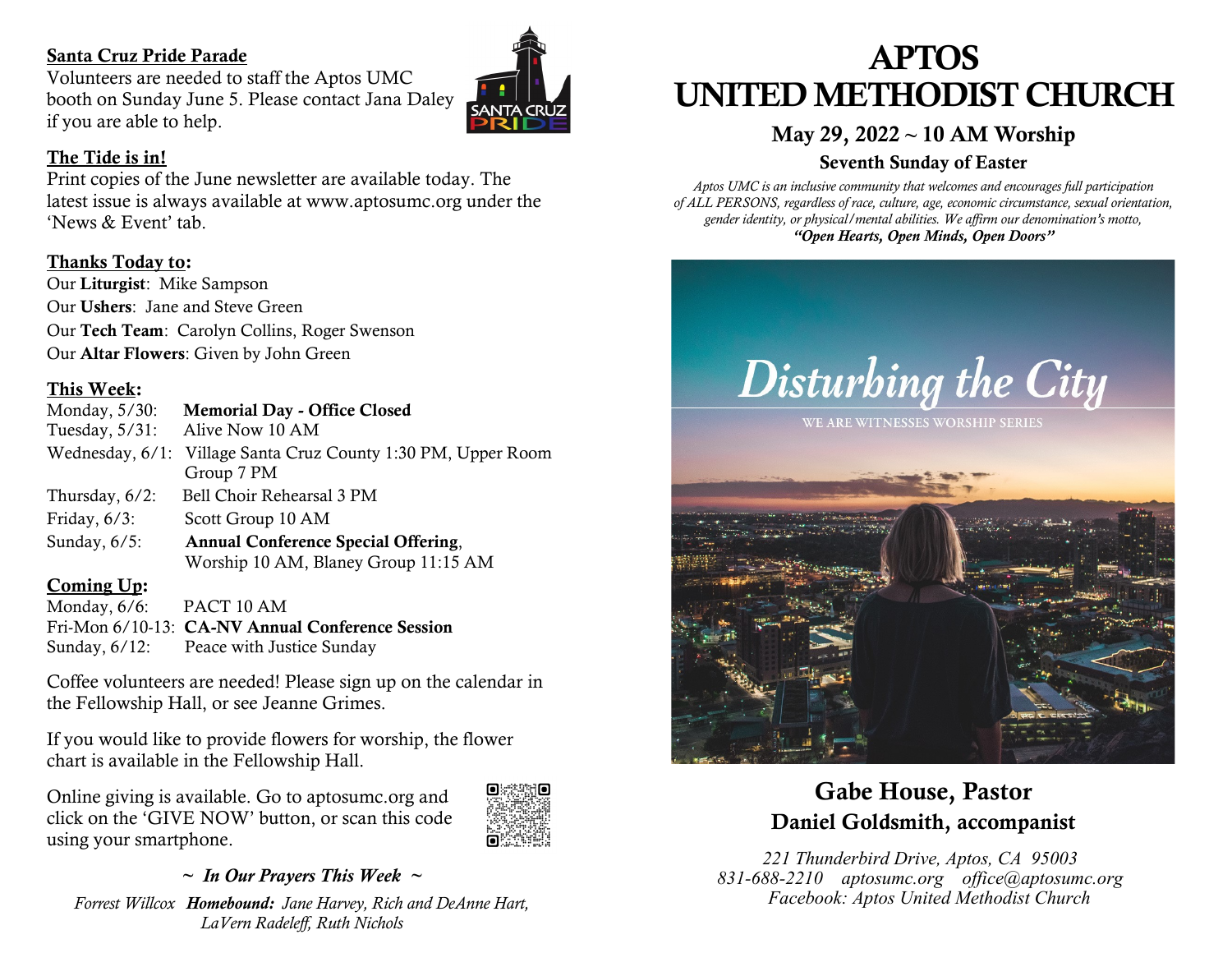**Santa Cruz Pride Parade**

Volunteers are needed to staff the Aptos UMC booth on Sunday June 5. Please contact Jana Daley if you are able to help.

**The Tide is in!**

Print copies of the June newsletter are available today. The latest issue is always available at www.aptosumc.org under the 'News & Event' tab.

**Thanks Today to:**

Our **Liturgist**: Mike Sampson
Our **Ushers**: Jane and Steve Green
Our **Tech Team**: Carolyn Collins, Roger Swenson
Our **Altar Flowers**: Given by John Green

**This Week:**

| | |
|---|---|
| Monday, 5/30: | **Memorial Day - Office Closed** |
| Tuesday, 5/31: | Alive Now 10 AM |
| Wednesday, 6/1: | Village Santa Cruz County 1:30 PM, Upper Room Group 7 PM |
| Thursday, 6/2: | Bell Choir Rehearsal 3 PM |
| Friday, 6/3: | Scott Group 10 AM |
| Sunday, 6/5: | **Annual Conference Special Offering**, Worship 10 AM, Blaney Group 11:15 AM |

**Coming Up:**

| | |
|---|---|
| Monday, 6/6: | PACT 10 AM |
| Fri-Mon 6/10-13: | **CA-NV Annual Conference Session** |
| Sunday, 6/12: | Peace with Justice Sunday |

Coffee volunteers are needed! Please sign up on the calendar in the Fellowship Hall, or see Jeanne Grimes.

If you would like to provide flowers for worship, the flower chart is available in the Fellowship Hall.

Online giving is available. Go to aptosumc.org and click on the 'GIVE NOW' button, or scan this code using your smartphone.

***~ In Our Prayers This Week ~***

*Forrest Willcox* ***Homebound:*** *Jane Harvey, Rich and DeAnne Hart, LaVern Radeleff, Ruth Nichols*

# APTOS UNITED METHODIST CHURCH

## May 29, 2022 ~ 10 AM Worship

### Seventh Sunday of Easter

*Aptos UMC is an inclusive community that welcomes and encourages full participation of ALL PERSONS, regardless of race, culture, age, economic circumstance, sexual orientation, gender identity, or physical/mental abilities. We affirm our denomination's motto,* ***"Open Hearts, Open Minds, Open Doors"***

*Disturbing the City*

WE ARE WITNESSES WORSHIP SERIES

## Gabe House, Pastor

### Daniel Goldsmith, accompanist

*221 Thunderbird Drive, Aptos, CA 95003*
*831-688-2210 aptosumc.org office@aptosumc.org*
*Facebook: Aptos United Methodist Church*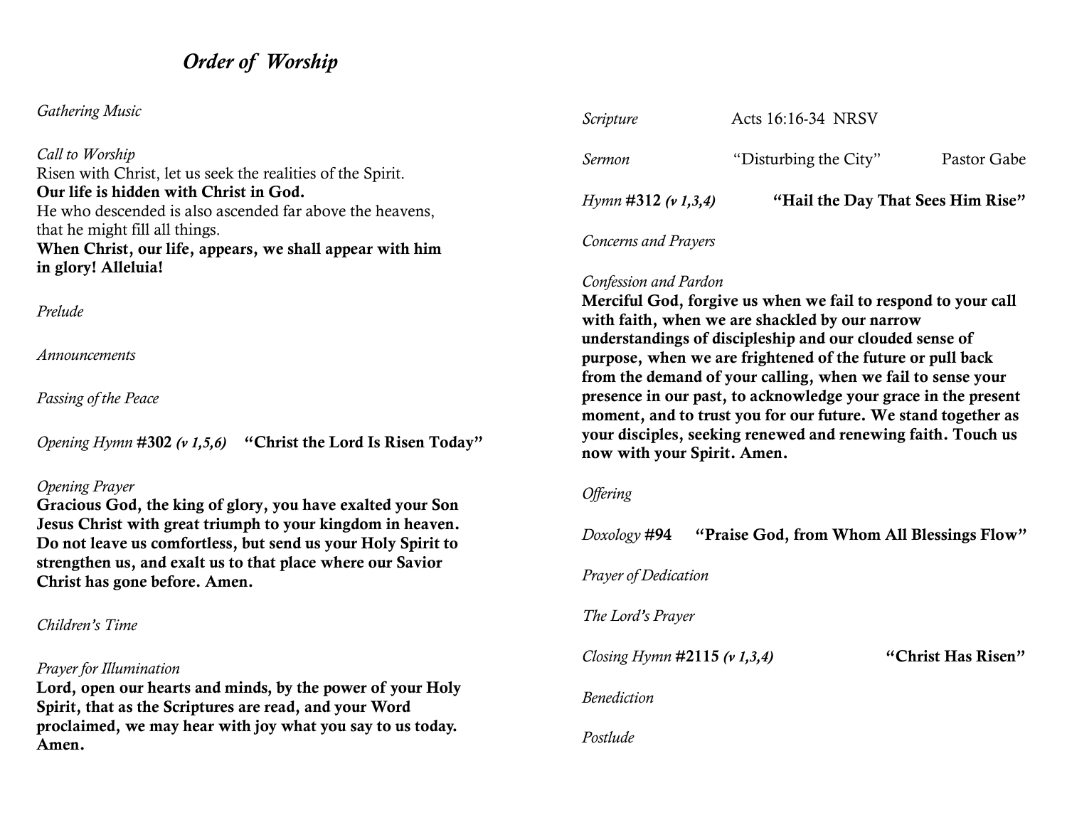# *Order of Worship*

*Gathering Music*

*Call to Worship*
Risen with Christ, let us seek the realities of the Spirit.
**Our life is hidden with Christ in God.**
He who descended is also ascended far above the heavens, that he might fill all things.
**When Christ, our life, appears, we shall appear with him in glory! Alleluia!**

*Prelude*

*Announcements*

*Passing of the Peace*

*Opening Hymn* **#302** ***(v 1,5,6)*** **"Christ the Lord Is Risen Today"**

*Opening Prayer*
**Gracious God, the king of glory, you have exalted your Son Jesus Christ with great triumph to your kingdom in heaven. Do not leave us comfortless, but send us your Holy Spirit to strengthen us, and exalt us to that place where our Savior Christ has gone before. Amen.**

*Children's Time*

*Prayer for Illumination*
**Lord, open our hearts and minds, by the power of your Holy Spirit, that as the Scriptures are read, and your Word proclaimed, we may hear with joy what you say to us today. Amen.**

*Scripture* Acts 16:16-34 NRSV

*Sermon* "Disturbing the City" Pastor Gabe

*Hymn* **#312** ***(v 1,3,4)*** **"Hail the Day That Sees Him Rise"**

*Concerns and Prayers*

*Confession and Pardon*
**Merciful God, forgive us when we fail to respond to your call with faith, when we are shackled by our narrow understandings of discipleship and our clouded sense of purpose, when we are frightened of the future or pull back from the demand of your calling, when we fail to sense your presence in our past, to acknowledge your grace in the present moment, and to trust you for our future. We stand together as your disciples, seeking renewed and renewing faith. Touch us now with your Spirit. Amen.**

*Offering*

*Doxology* **#94** **"Praise God, from Whom All Blessings Flow"**

*Prayer of Dedication*

*The Lord's Prayer*

*Closing Hymn* **#2115** ***(v 1,3,4)*** **"Christ Has Risen"**

*Benediction*

*Postlude*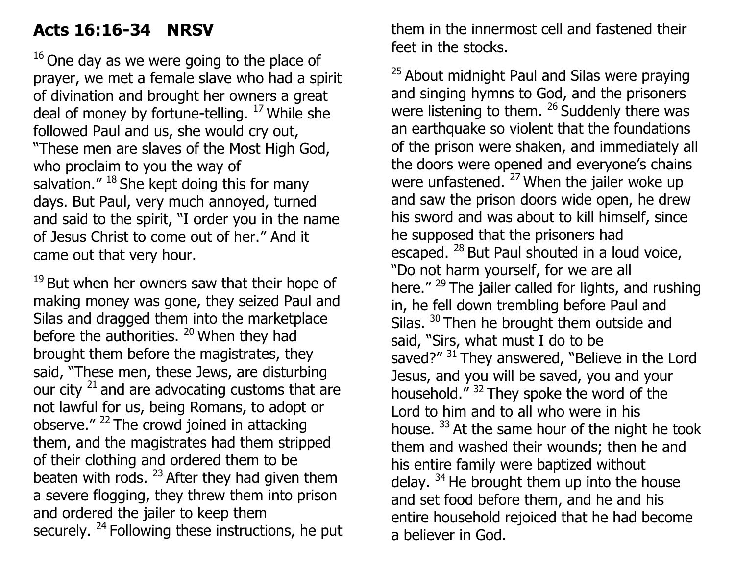## Acts 16:16-34 NRSV

[16] One day as we were going to the place of prayer, we met a female slave who had a spirit of divination and brought her owners a great deal of money by fortune-telling. [17] While she followed Paul and us, she would cry out, "These men are slaves of the Most High God, who proclaim to you the way of salvation." [18] She kept doing this for many days. But Paul, very much annoyed, turned and said to the spirit, "I order you in the name of Jesus Christ to come out of her." And it came out that very hour.

[19] But when her owners saw that their hope of making money was gone, they seized Paul and Silas and dragged them into the marketplace before the authorities. [20] When they had brought them before the magistrates, they said, "These men, these Jews, are disturbing our city [21] and are advocating customs that are not lawful for us, being Romans, to adopt or observe." [22] The crowd joined in attacking them, and the magistrates had them stripped of their clothing and ordered them to be beaten with rods. [23] After they had given them a severe flogging, they threw them into prison and ordered the jailer to keep them securely. [24] Following these instructions, he put them in the innermost cell and fastened their feet in the stocks.

[25] About midnight Paul and Silas were praying and singing hymns to God, and the prisoners were listening to them. [26] Suddenly there was an earthquake so violent that the foundations of the prison were shaken, and immediately all the doors were opened and everyone's chains were unfastened. [27] When the jailer woke up and saw the prison doors wide open, he drew his sword and was about to kill himself, since he supposed that the prisoners had escaped. [28] But Paul shouted in a loud voice, "Do not harm yourself, for we are all here." [29] The jailer called for lights, and rushing in, he fell down trembling before Paul and Silas. [30] Then he brought them outside and said, "Sirs, what must I do to be saved?" [31] They answered, "Believe in the Lord Jesus, and you will be saved, you and your household." [32] They spoke the word of the Lord to him and to all who were in his house. [33] At the same hour of the night he took them and washed their wounds; then he and his entire family were baptized without delay. [34] He brought them up into the house and set food before them, and he and his entire household rejoiced that he had become a believer in God.